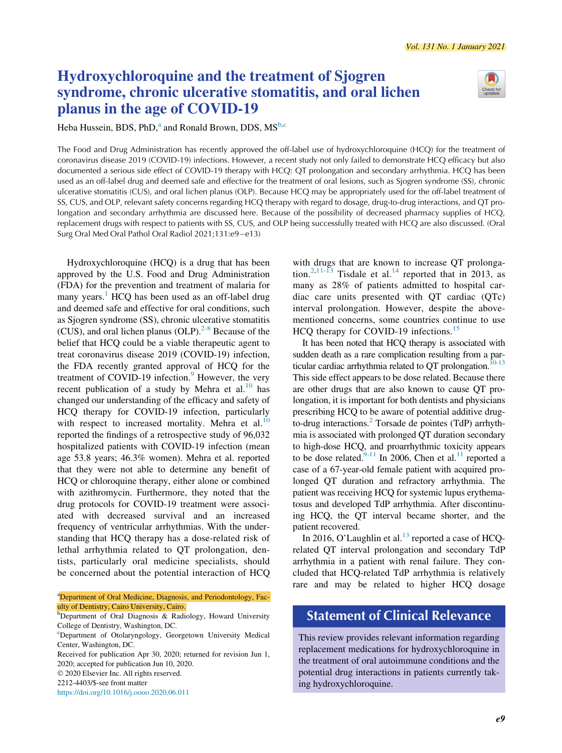# Hydroxychloroquine and the treatment of Sjogren syndrome, chronic ulcerative stomatitis, and oral lichen planus in the age of COVID-19

Heba Hussein, BDS, PhD,[a] and Ronald Brown, DDS, MS[b,c]

The Food and Drug Administration has recently approved the off-label use of hydroxychloroquine (HCQ) for the treatment of coronavirus disease 2019 (COVID-19) infections. However, a recent study not only failed to demonstrate HCQ efficacy but also documented a serious side effect of COVID-19 therapy with HCQ: QT prolongation and secondary arrhythmia. HCQ has been used as an off-label drug and deemed safe and effective for the treatment of oral lesions, such as Sjogren syndrome (SS), chronic ulcerative stomatitis (CUS), and oral lichen planus (OLP). Because HCQ may be appropriately used for the off-label treatment of SS, CUS, and OLP, relevant safety concerns regarding HCQ therapy with regard to dosage, drug-to-drug interactions, and QT prolongation and secondary arrhythmia are discussed here. Because of the possibility of decreased pharmacy supplies of HCQ, replacement drugs with respect to patients with SS, CUS, and OLP being successfully treated with HCQ are also discussed. (Oral Surg Oral Med Oral Pathol Oral Radiol 2021;131:e9−e13)

Hydroxychloroquine (HCQ) is a drug that has been approved by the U.S. Food and Drug Administration (FDA) for the prevention and treatment of malaria for many years.[1] HCQ has been used as an off-label drug and deemed safe and effective for oral conditions, such as Sjogren syndrome (SS), chronic ulcerative stomatitis (CUS), and oral lichen planus (OLP).[2-8] Because of the belief that HCQ could be a viable therapeutic agent to treat coronavirus disease 2019 (COVID-19) infection, the FDA recently granted approval of HCQ for the treatment of COVID-19 infection.[9] However, the very recent publication of a study by Mehra et al.[10] has changed our understanding of the efficacy and safety of HCQ therapy for COVID-19 infection, particularly with respect to increased mortality. Mehra et al.[10] reported the findings of a retrospective study of 96,032 hospitalized patients with COVID-19 infection (mean age 53.8 years; 46.3% women). Mehra et al. reported that they were not able to determine any benefit of HCQ or chloroquine therapy, either alone or combined with azithromycin. Furthermore, they noted that the drug protocols for COVID-19 treatment were associated with decreased survival and an increased frequency of ventricular arrhythmias. With the understanding that HCQ therapy has a dose-related risk of lethal arrhythmia related to QT prolongation, dentists, particularly oral medicine specialists, should be concerned about the potential interaction of HCQ with drugs that are known to increase QT prolongation.[2,11-13] Tisdale et al.[14] reported that in 2013, as many as 28% of patients admitted to hospital cardiac care units presented with QT cardiac (QTc) interval prolongation. However, despite the above-mentioned concerns, some countries continue to use HCQ therapy for COVID-19 infections.[15]

It has been noted that HCQ therapy is associated with sudden death as a rare complication resulting from a particular cardiac arrhythmia related to QT prolongation.[10-13] This side effect appears to be dose related. Because there are other drugs that are also known to cause QT prolongation, it is important for both dentists and physicians prescribing HCQ to be aware of potential additive drug-to-drug interactions.[2] Torsade de pointes (TdP) arrhythmia is associated with prolonged QT duration secondary to high-dose HCQ, and proarrhythmic toxicity appears to be dose related.[9-11] In 2006, Chen et al.[11] reported a case of a 67-year-old female patient with acquired prolonged QT duration and refractory arrhythmia. The patient was receiving HCQ for systemic lupus erythematosus and developed TdP arrhythmia. After discontinuing HCQ, the QT interval became shorter, and the patient recovered.

In 2016, O'Laughlin et al.[13] reported a case of HCQ-related QT interval prolongation and secondary TdP arrhythmia in a patient with renal failure. They concluded that HCQ-related TdP arrhythmia is relatively rare and may be related to higher HCQ dosage

## Statement of Clinical Relevance

This review provides relevant information regarding replacement medications for hydroxychloroquine in the treatment of oral autoimmune conditions and the potential drug interactions in patients currently taking hydroxychloroquine.

[a]Department of Oral Medicine, Diagnosis, and Periodontology, Faculty of Dentistry, Cairo University, Cairo.

[b]Department of Oral Diagnosis & Radiology, Howard University College of Dentistry, Washington, DC.

[c]Department of Otolaryngology, Georgetown University Medical Center, Washington, DC.

Received for publication Apr 30, 2020; returned for revision Jun 1, 2020; accepted for publication Jun 10, 2020.

© 2020 Elsevier Inc. All rights reserved.

2212-4403/$-see front matter

https://doi.org/10.1016/j.oooo.2020.06.011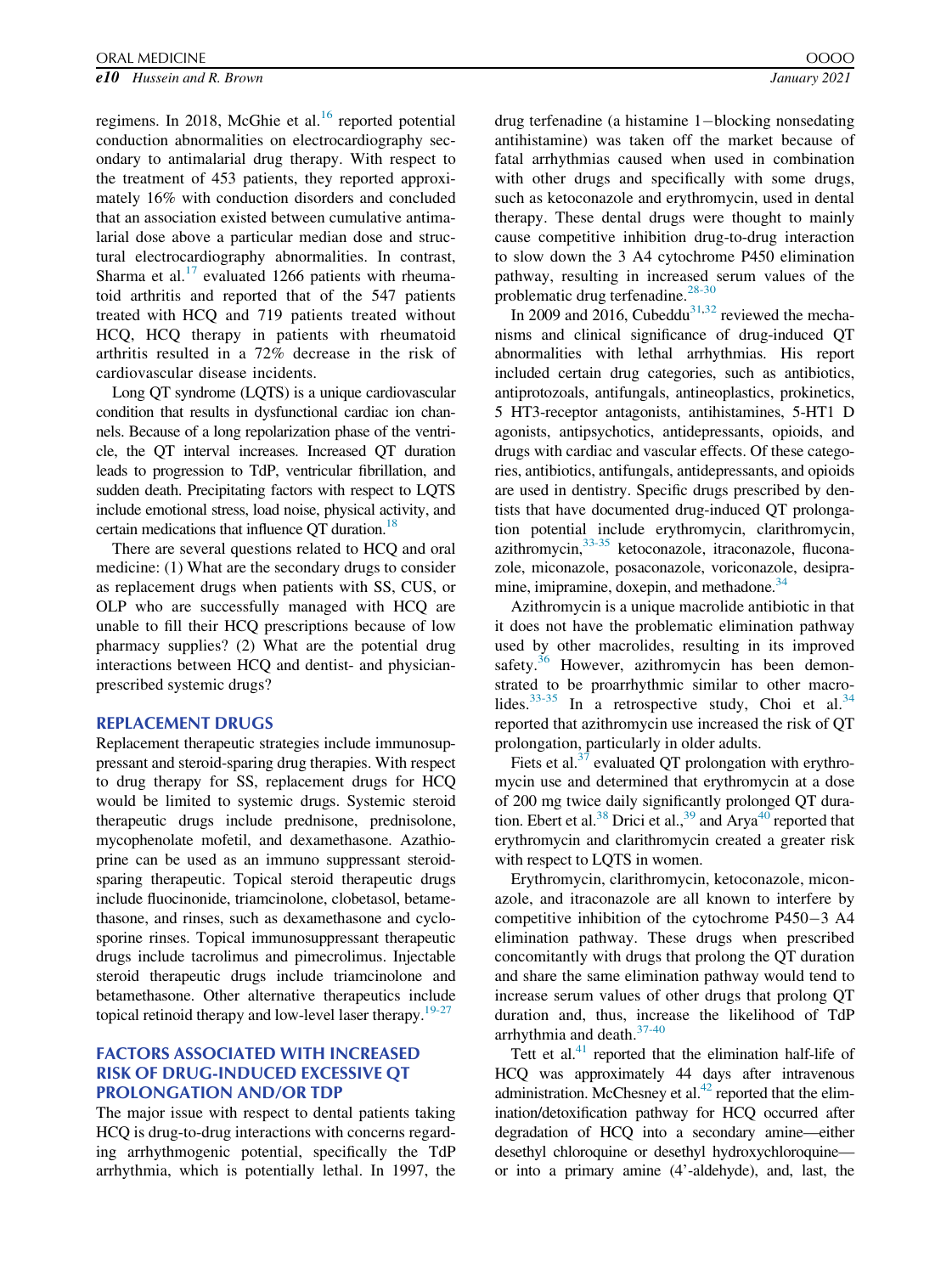regimens. In 2018, McGhie et al.[16] reported potential conduction abnormalities on electrocardiography secondary to antimalarial drug therapy. With respect to the treatment of 453 patients, they reported approximately 16% with conduction disorders and concluded that an association existed between cumulative antimalarial dose above a particular median dose and structural electrocardiography abnormalities. In contrast, Sharma et al.[17] evaluated 1266 patients with rheumatoid arthritis and reported that of the 547 patients treated with HCQ and 719 patients treated without HCQ, HCQ therapy in patients with rheumatoid arthritis resulted in a 72% decrease in the risk of cardiovascular disease incidents.

Long QT syndrome (LQTS) is a unique cardiovascular condition that results in dysfunctional cardiac ion channels. Because of a long repolarization phase of the ventricle, the QT interval increases. Increased QT duration leads to progression to TdP, ventricular fibrillation, and sudden death. Precipitating factors with respect to LQTS include emotional stress, load noise, physical activity, and certain medications that influence QT duration.[18]

There are several questions related to HCQ and oral medicine: (1) What are the secondary drugs to consider as replacement drugs when patients with SS, CUS, or OLP who are successfully managed with HCQ are unable to fill their HCQ prescriptions because of low pharmacy supplies? (2) What are the potential drug interactions between HCQ and dentist- and physician-prescribed systemic drugs?

## REPLACEMENT DRUGS

Replacement therapeutic strategies include immunosuppressant and steroid-sparing drug therapies. With respect to drug therapy for SS, replacement drugs for HCQ would be limited to systemic drugs. Systemic steroid therapeutic drugs include prednisone, prednisolone, mycophenolate mofetil, and dexamethasone. Azathioprine can be used as an immuno suppressant steroid-sparing therapeutic. Topical steroid therapeutic drugs include fluocinonide, triamcinolone, clobetasol, betamethasone, and rinses, such as dexamethasone and cyclosporine rinses. Topical immunosuppressant therapeutic drugs include tacrolimus and pimecrolimus. Injectable steroid therapeutic drugs include triamcinolone and betamethasone. Other alternative therapeutics include topical retinoid therapy and low-level laser therapy.[19-27]

## FACTORS ASSOCIATED WITH INCREASED RISK OF DRUG-INDUCED EXCESSIVE QT PROLONGATION AND/OR TDP

The major issue with respect to dental patients taking HCQ is drug-to-drug interactions with concerns regarding arrhythmogenic potential, specifically the TdP arrhythmia, which is potentially lethal. In 1997, the drug terfenadine (a histamine 1−blocking nonsedating antihistamine) was taken off the market because of fatal arrhythmias caused when used in combination with other drugs and specifically with some drugs, such as ketoconazole and erythromycin, used in dental therapy. These dental drugs were thought to mainly cause competitive inhibition drug-to-drug interaction to slow down the 3 A4 cytochrome P450 elimination pathway, resulting in increased serum values of the problematic drug terfenadine.[28-30]

In 2009 and 2016, Cubeddu[31,32] reviewed the mechanisms and clinical significance of drug-induced QT abnormalities with lethal arrhythmias. His report included certain drug categories, such as antibiotics, antiprotozoals, antifungals, antineoplastics, prokinetics, 5 HT3-receptor antagonists, antihistamines, 5-HT1 D agonists, antipsychotics, antidepressants, opioids, and drugs with cardiac and vascular effects. Of these categories, antibiotics, antifungals, antidepressants, and opioids are used in dentistry. Specific drugs prescribed by dentists that have documented drug-induced QT prolongation potential include erythromycin, clarithromycin, azithromycin,[33-35] ketoconazole, itraconazole, fluconazole, miconazole, posaconazole, voriconazole, desipramine, imipramine, doxepin, and methadone.[34]

Azithromycin is a unique macrolide antibiotic in that it does not have the problematic elimination pathway used by other macrolides, resulting in its improved safety.[36] However, azithromycin has been demonstrated to be proarrhythmic similar to other macrolides.[33-35] In a retrospective study, Choi et al.[34] reported that azithromycin use increased the risk of QT prolongation, particularly in older adults.

Fiets et al.[37] evaluated QT prolongation with erythromycin use and determined that erythromycin at a dose of 200 mg twice daily significantly prolonged QT duration. Ebert et al.[38] Drici et al.,[39] and Arya[40] reported that erythromycin and clarithromycin created a greater risk with respect to LQTS in women.

Erythromycin, clarithromycin, ketoconazole, miconazole, and itraconazole are all known to interfere by competitive inhibition of the cytochrome P450−3 A4 elimination pathway. These drugs when prescribed concomitantly with drugs that prolong the QT duration and share the same elimination pathway would tend to increase serum values of other drugs that prolong QT duration and, thus, increase the likelihood of TdP arrhythmia and death.[37-40]

Tett et al.[41] reported that the elimination half-life of HCQ was approximately 44 days after intravenous administration. McChesney et al.[42] reported that the elimination/detoxification pathway for HCQ occurred after degradation of HCQ into a secondary amine—either desethyl chloroquine or desethyl hydroxychloroquine—or into a primary amine (4’-aldehyde), and, last, the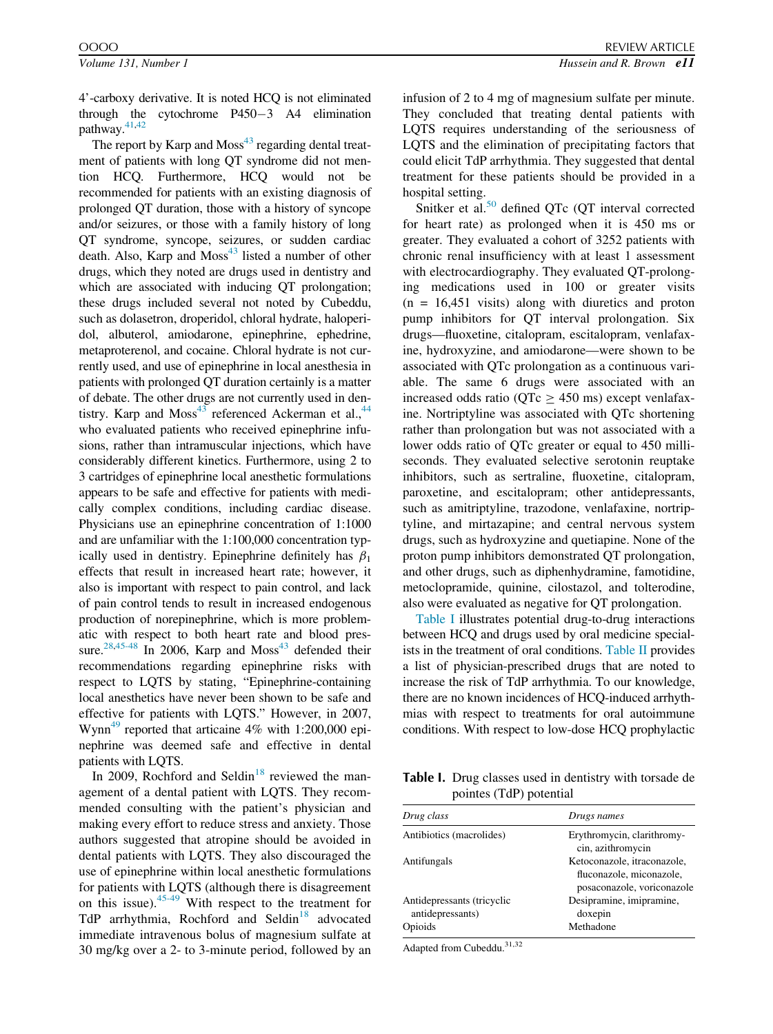4'-carboxy derivative. It is noted HCQ is not eliminated through the cytochrome P450−3 A4 elimination pathway.[41,42]

The report by Karp and Moss[43] regarding dental treatment of patients with long QT syndrome did not mention HCQ. Furthermore, HCQ would not be recommended for patients with an existing diagnosis of prolonged QT duration, those with a history of syncope and/or seizures, or those with a family history of long QT syndrome, syncope, seizures, or sudden cardiac death. Also, Karp and Moss[43] listed a number of other drugs, which they noted are drugs used in dentistry and which are associated with inducing QT prolongation; these drugs included several not noted by Cubeddu, such as dolasetron, droperidol, chloral hydrate, haloperidol, albuterol, amiodarone, epinephrine, ephedrine, metaproterenol, and cocaine. Chloral hydrate is not currently used, and use of epinephrine in local anesthesia in patients with prolonged QT duration certainly is a matter of debate. The other drugs are not currently used in dentistry. Karp and Moss[43] referenced Ackerman et al.,[44] who evaluated patients who received epinephrine infusions, rather than intramuscular injections, which have considerably different kinetics. Furthermore, using 2 to 3 cartridges of epinephrine local anesthetic formulations appears to be safe and effective for patients with medically complex conditions, including cardiac disease. Physicians use an epinephrine concentration of 1:1000 and are unfamiliar with the 1:100,000 concentration typically used in dentistry. Epinephrine definitely has $\beta_1$ effects that result in increased heart rate; however, it also is important with respect to pain control, and lack of pain control tends to result in increased endogenous production of norepinephrine, which is more problematic with respect to both heart rate and blood pressure.[28,45-48] In 2006, Karp and Moss[43] defended their recommendations regarding epinephrine risks with respect to LQTS by stating, "Epinephrine-containing local anesthetics have never been shown to be safe and effective for patients with LQTS." However, in 2007, Wynn[49] reported that articaine 4% with 1:200,000 epinephrine was deemed safe and effective in dental patients with LQTS.

In 2009, Rochford and Seldin[18] reviewed the management of a dental patient with LQTS. They recommended consulting with the patient's physician and making every effort to reduce stress and anxiety. Those authors suggested that atropine should be avoided in dental patients with LQTS. They also discouraged the use of epinephrine within local anesthetic formulations for patients with LQTS (although there is disagreement on this issue).[45-49] With respect to the treatment for TdP arrhythmia, Rochford and Seldin[18] advocated immediate intravenous bolus of magnesium sulfate at 30 mg/kg over a 2- to 3-minute period, followed by an infusion of 2 to 4 mg of magnesium sulfate per minute. They concluded that treating dental patients with LQTS requires understanding of the seriousness of LQTS and the elimination of precipitating factors that could elicit TdP arrhythmia. They suggested that dental treatment for these patients should be provided in a hospital setting.

Snitker et al.[50] defined QTc (QT interval corrected for heart rate) as prolonged when it is 450 ms or greater. They evaluated a cohort of 3252 patients with chronic renal insufficiency with at least 1 assessment with electrocardiography. They evaluated QT-prolonging medications used in 100 or greater visits (n = 16,451 visits) along with diuretics and proton pump inhibitors for QT interval prolongation. Six drugs—fluoxetine, citalopram, escitalopram, venlafaxine, hydroxyzine, and amiodarone—were shown to be associated with QTc prolongation as a continuous variable. The same 6 drugs were associated with an increased odds ratio (QTc $\geq$ 450 ms) except venlafaxine. Nortriptyline was associated with QTc shortening rather than prolongation but was not associated with a lower odds ratio of QTc greater or equal to 450 milliseconds. They evaluated selective serotonin reuptake inhibitors, such as sertraline, fluoxetine, citalopram, paroxetine, and escitalopram; other antidepressants, such as amitriptyline, trazodone, venlafaxine, nortriptyline, and mirtazapine; and central nervous system drugs, such as hydroxyzine and quetiapine. None of the proton pump inhibitors demonstrated QT prolongation, and other drugs, such as diphenhydramine, famotidine, metoclopramide, quinine, cilostazol, and tolterodine, also were evaluated as negative for QT prolongation.

Table I illustrates potential drug-to-drug interactions between HCQ and drugs used by oral medicine specialists in the treatment of oral conditions. Table II provides a list of physician-prescribed drugs that are noted to increase the risk of TdP arrhythmia. To our knowledge, there are no known incidences of HCQ-induced arrhythmias with respect to treatments for oral autoimmune conditions. With respect to low-dose HCQ prophylactic

**Table I.** Drug classes used in dentistry with torsade de pointes (TdP) potential

| *Drug class* | *Drugs names* |
|---|---|
| Antibiotics (macrolides) | Erythromycin, clarithromycin, azithromycin |
| Antifungals | Ketoconazole, itraconazole, fluconazole, miconazole, posaconazole, voriconazole |
| Antidepressants (tricyclic antidepressants) | Desipramine, imipramine, doxepin |
| Opioids | Methadone |

Adapted from Cubeddu.[31,32]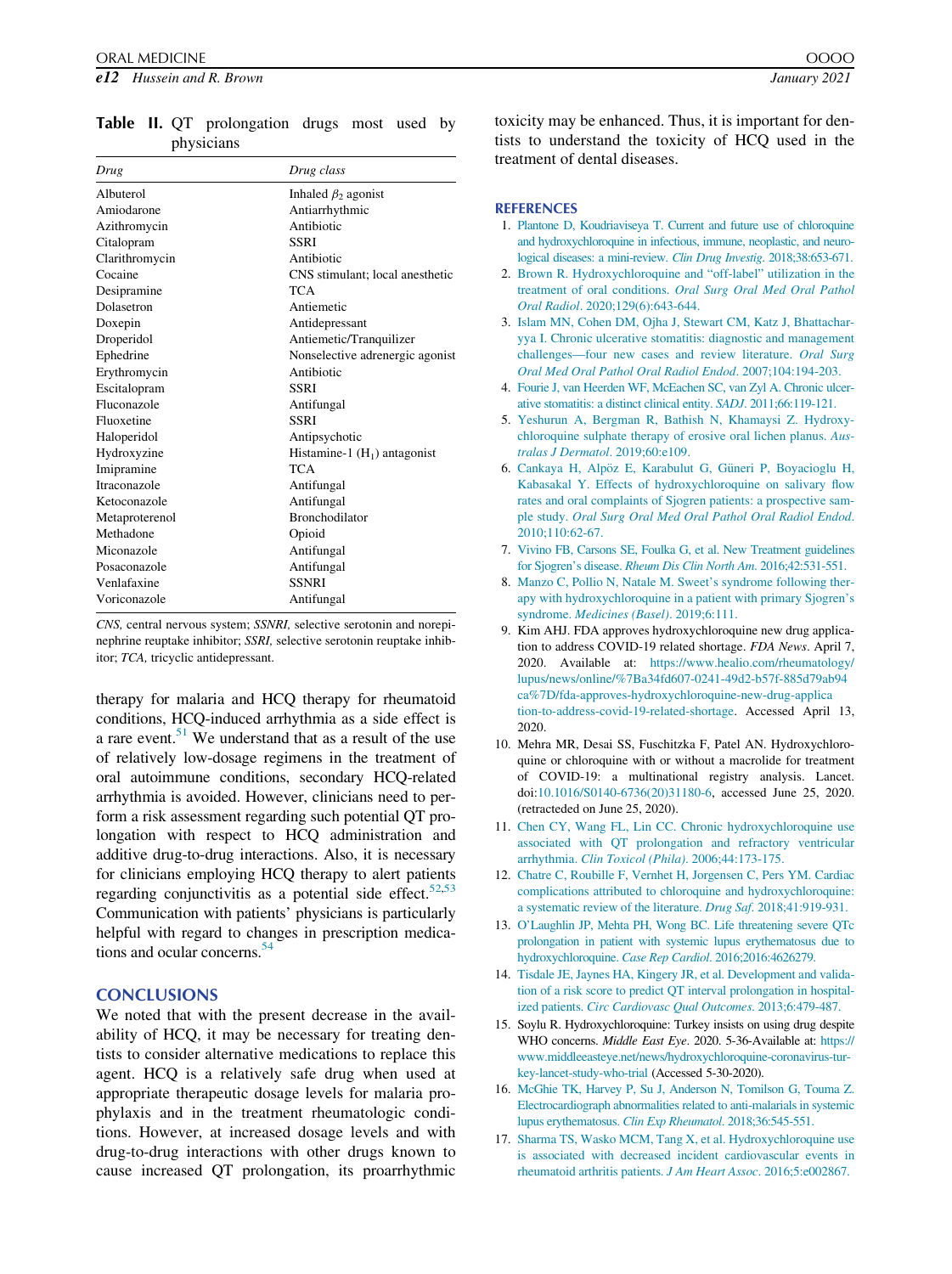**Table II.** QT prolongation drugs most used by physicians

| *Drug* | *Drug class* |
| --- | --- |
| Albuterol | Inhaled $\beta_2$ agonist |
| Amiodarone | Antiarrhythmic |
| Azithromycin | Antibiotic |
| Citalopram | SSRI |
| Clarithromycin | Antibiotic |
| Cocaine | CNS stimulant; local anesthetic |
| Desipramine | TCA |
| Dolasetron | Antiemetic |
| Doxepin | Antidepressant |
| Droperidol | Antiemetic/Tranquilizer |
| Ephedrine | Nonselective adrenergic agonist |
| Erythromycin | Antibiotic |
| Escitalopram | SSRI |
| Fluconazole | Antifungal |
| Fluoxetine | SSRI |
| Haloperidol | Antipsychotic |
| Hydroxyzine | Histamine-1 ($H_1$) antagonist |
| Imipramine | TCA |
| Itraconazole | Antifungal |
| Ketoconazole | Antifungal |
| Metaproterenol | Bronchodilator |
| Methadone | Opioid |
| Miconazole | Antifungal |
| Posaconazole | Antifungal |
| Venlafaxine | SSNRI |
| Voriconazole | Antifungal |

*CNS,* central nervous system; *SSNRI,* selective serotonin and norepinephrine reuptake inhibitor; *SSRI,* selective serotonin reuptake inhibitor; *TCA,* tricyclic antidepressant.

therapy for malaria and HCQ therapy for rheumatoid conditions, HCQ-induced arrhythmia as a side effect is a rare event.[51] We understand that as a result of the use of relatively low-dosage regimens in the treatment of oral autoimmune conditions, secondary HCQ-related arrhythmia is avoided. However, clinicians need to perform a risk assessment regarding such potential QT prolongation with respect to HCQ administration and additive drug-to-drug interactions. Also, it is necessary for clinicians employing HCQ therapy to alert patients regarding conjunctivitis as a potential side effect.[52,53] Communication with patients' physicians is particularly helpful with regard to changes in prescription medications and ocular concerns.[54]

## CONCLUSIONS

We noted that with the present decrease in the availability of HCQ, it may be necessary for treating dentists to consider alternative medications to replace this agent. HCQ is a relatively safe drug when used at appropriate therapeutic dosage levels for malaria prophylaxis and in the treatment rheumatologic conditions. However, at increased dosage levels and with drug-to-drug interactions with other drugs known to cause increased QT prolongation, its proarrhythmic toxicity may be enhanced. Thus, it is important for dentists to understand the toxicity of HCQ used in the treatment of dental diseases.

## REFERENCES

1. Plantone D, Koudriaviseya T. Current and future use of chloroquine and hydroxychloroquine in infectious, immune, neoplastic, and neurological diseases: a mini-review. *Clin Drug Investig*. 2018;38:653-671.
2. Brown R. Hydroxychloroquine and "off-label" utilization in the treatment of oral conditions. *Oral Surg Oral Med Oral Pathol Oral Radiol*. 2020;129(6):643-644.
3. Islam MN, Cohen DM, Ojha J, Stewart CM, Katz J, Bhattacharyya I. Chronic ulcerative stomatitis: diagnostic and management challenges—four new cases and review literature. *Oral Surg Oral Med Oral Pathol Oral Radiol Endod*. 2007;104:194-203.
4. Fourie J, van Heerden WF, McEachen SC, van Zyl A. Chronic ulcerative stomatitis: a distinct clinical entity. *SADJ*. 2011;66:119-121.
5. Yeshurun A, Bergman R, Bathish N, Khamaysi Z. Hydroxychloroquine sulphate therapy of erosive oral lichen planus. *Australas J Dermatol*. 2019;60:e109.
6. Cankaya H, Alpöz E, Karabulut G, Güneri P, Boyacioglu H, Kabasakal Y. Effects of hydroxychloroquine on salivary flow rates and oral complaints of Sjogren patients: a prospective sample study. *Oral Surg Oral Med Oral Pathol Oral Radiol Endod*. 2010;110:62-67.
7. Vivino FB, Carsons SE, Foulka G, et al. New Treatment guidelines for Sjogren's disease. *Rheum Dis Clin North Am*. 2016;42:531-551.
8. Manzo C, Pollio N, Natale M. Sweet's syndrome following therapy with hydroxychloroquine in a patient with primary Sjogren's syndrome. *Medicines (Basel)*. 2019;6:111.
9. Kim AHJ. FDA approves hydroxychloroquine new drug application to address COVID-19 related shortage. *FDA News*. April 7, 2020. Available at: https://www.healio.com/rheumatology/lupus/news/online/%7Ba34fd607-0241-49d2-b57f-885d79ab94ca%7D/fda-approves-hydroxychloroquine-new-drug-application-to-address-covid-19-related-shortage. Accessed April 13, 2020.
10. Mehra MR, Desai SS, Fuschitzka F, Patel AN. Hydroxychloroquine or chloroquine with or without a macrolide for treatment of COVID-19: a multinational registry analysis. Lancet. doi:10.1016/S0140-6736(20)31180-6, accessed June 25, 2020. (retracteded on June 25, 2020).
11. Chen CY, Wang FL, Lin CC. Chronic hydroxychloroquine use associated with QT prolongation and refractory ventricular arrhythmia. *Clin Toxicol (Phila)*. 2006;44:173-175.
12. Chatre C, Roubille F, Vernhet H, Jorgensen C, Pers YM. Cardiac complications attributed to chloroquine and hydroxychloroquine: a systematic review of the literature. *Drug Saf*. 2018;41:919-931.
13. O'Laughlin JP, Mehta PH, Wong BC. Life threatening severe QTc prolongation in patient with systemic lupus erythematosus due to hydroxychloroquine. *Case Rep Cardiol*. 2016;2016:4626279.
14. Tisdale JE, Jaynes HA, Kingery JR, et al. Development and validation of a risk score to predict QT interval prolongation in hospitalized patients. *Circ Cardiovasc Qual Outcomes*. 2013;6:479-487.
15. Soylu R. Hydroxychloroquine: Turkey insists on using drug despite WHO concerns. *Middle East Eye*. 2020. 5-36-Available at: https://www.middleeasteye.net/news/hydroxychloroquine-coronavirus-turkey-lancet-study-who-trial (Accessed 5-30-2020).
16. McGhie TK, Harvey P, Su J, Anderson N, Tomilson G, Touma Z. Electrocardiograph abnormalities related to anti-malarials in systemic lupus erythematosus. *Clin Exp Rheumatol*. 2018;36:545-551.
17. Sharma TS, Wasko MCM, Tang X, et al. Hydroxychloroquine use is associated with decreased incident cardiovascular events in rheumatoid arthritis patients. *J Am Heart Assoc*. 2016;5:e002867.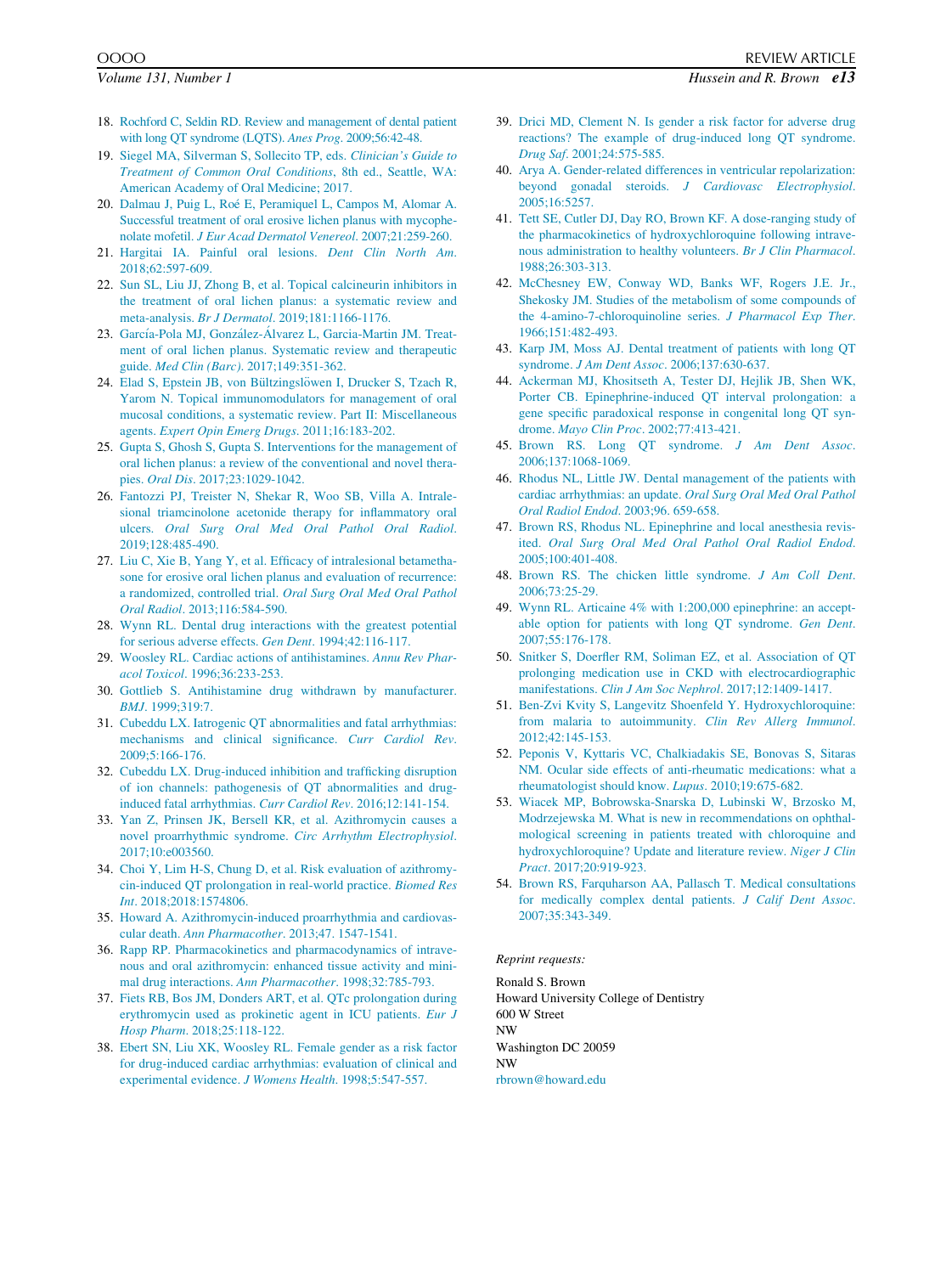18. Rochford C, Seldin RD. Review and management of dental patient with long QT syndrome (LQTS). *Anes Prog*. 2009;56:42-48.
19. Siegel MA, Silverman S, Sollecito TP, eds. *Clinician's Guide to Treatment of Common Oral Conditions*, 8th ed., Seattle, WA: American Academy of Oral Medicine; 2017.
20. Dalmau J, Puig L, Roé E, Peramiquel L, Campos M, Alomar A. Successful treatment of oral erosive lichen planus with mycophenolate mofetil. *J Eur Acad Dermatol Venereol*. 2007;21:259-260.
21. Hargitai IA. Painful oral lesions. *Dent Clin North Am*. 2018;62:597-609.
22. Sun SL, Liu JJ, Zhong B, et al. Topical calcineurin inhibitors in the treatment of oral lichen planus: a systematic review and meta-analysis. *Br J Dermatol*. 2019;181:1166-1176.
23. García-Pola MJ, González-Álvarez L, Garcia-Martin JM. Treatment of oral lichen planus. Systematic review and therapeutic guide. *Med Clin (Barc)*. 2017;149:351-362.
24. Elad S, Epstein JB, von Bültzingslöwen I, Drucker S, Tzach R, Yarom N. Topical immunomodulators for management of oral mucosal conditions, a systematic review. Part II: Miscellaneous agents. *Expert Opin Emerg Drugs*. 2011;16:183-202.
25. Gupta S, Ghosh S, Gupta S. Interventions for the management of oral lichen planus: a review of the conventional and novel therapies. *Oral Dis*. 2017;23:1029-1042.
26. Fantozzi PJ, Treister N, Shekar R, Woo SB, Villa A. Intralesional triamcinolone acetonide therapy for inflammatory oral ulcers. *Oral Surg Oral Med Oral Pathol Oral Radiol*. 2019;128:485-490.
27. Liu C, Xie B, Yang Y, et al. Efficacy of intralesional betamethasone for erosive oral lichen planus and evaluation of recurrence: a randomized, controlled trial. *Oral Surg Oral Med Oral Pathol Oral Radiol*. 2013;116:584-590.
28. Wynn RL. Dental drug interactions with the greatest potential for serious adverse effects. *Gen Dent*. 1994;42:116-117.
29. Woosley RL. Cardiac actions of antihistamines. *Annu Rev Pharacol Toxicol*. 1996;36:233-253.
30. Gottlieb S. Antihistamine drug withdrawn by manufacturer. *BMJ*. 1999;319:7.
31. Cubeddu LX. Iatrogenic QT abnormalities and fatal arrhythmias: mechanisms and clinical significance. *Curr Cardiol Rev*. 2009;5:166-176.
32. Cubeddu LX. Drug-induced inhibition and trafficking disruption of ion channels: pathogenesis of QT abnormalities and drug-induced fatal arrhythmias. *Curr Cardiol Rev*. 2016;12:141-154.
33. Yan Z, Prinsen JK, Bersell KR, et al. Azithromycin causes a novel proarrhythmic syndrome. *Circ Arrhythm Electrophysiol*. 2017;10:e003560.
34. Choi Y, Lim H-S, Chung D, et al. Risk evaluation of azithromycin-induced QT prolongation in real-world practice. *Biomed Res Int*. 2018;2018:1574806.
35. Howard A. Azithromycin-induced proarrhythmia and cardiovascular death. *Ann Pharmacother*. 2013;47. 1547-1541.
36. Rapp RP. Pharmacokinetics and pharmacodynamics of intravenous and oral azithromycin: enhanced tissue activity and minimal drug interactions. *Ann Pharmacother*. 1998;32:785-793.
37. Fiets RB, Bos JM, Donders ART, et al. QTc prolongation during erythromycin used as prokinetic agent in ICU patients. *Eur J Hosp Pharm*. 2018;25:118-122.
38. Ebert SN, Liu XK, Woosley RL. Female gender as a risk factor for drug-induced cardiac arrhythmias: evaluation of clinical and experimental evidence. *J Womens Health*. 1998;5:547-557.
39. Drici MD, Clement N. Is gender a risk factor for adverse drug reactions? The example of drug-induced long QT syndrome. *Drug Saf*. 2001;24:575-585.
40. Arya A. Gender-related differences in ventricular repolarization: beyond gonadal steroids. *J Cardiovasc Electrophysiol*. 2005;16:5257.
41. Tett SE, Cutler DJ, Day RO, Brown KF. A dose-ranging study of the pharmacokinetics of hydroxychloroquine following intravenous administration to healthy volunteers. *Br J Clin Pharmacol*. 1988;26:303-313.
42. McChesney EW, Conway WD, Banks WF, Rogers J.E. Jr., Shekosky JM. Studies of the metabolism of some compounds of the 4-amino-7-chloroquinoline series. *J Pharmacol Exp Ther*. 1966;151:482-493.
43. Karp JM, Moss AJ. Dental treatment of patients with long QT syndrome. *J Am Dent Assoc*. 2006;137:630-637.
44. Ackerman MJ, Khositseth A, Tester DJ, Hejlik JB, Shen WK, Porter CB. Epinephrine-induced QT interval prolongation: a gene specific paradoxical response in congenital long QT syndrome. *Mayo Clin Proc*. 2002;77:413-421.
45. Brown RS. Long QT syndrome. *J Am Dent Assoc*. 2006;137:1068-1069.
46. Rhodus NL, Little JW. Dental management of the patients with cardiac arrhythmias: an update. *Oral Surg Oral Med Oral Pathol Oral Radiol Endod*. 2003;96. 659-658.
47. Brown RS, Rhodus NL. Epinephrine and local anesthesia revisited. *Oral Surg Oral Med Oral Pathol Oral Radiol Endod*. 2005;100:401-408.
48. Brown RS. The chicken little syndrome. *J Am Coll Dent*. 2006;73:25-29.
49. Wynn RL. Articaine 4% with 1:200,000 epinephrine: an acceptable option for patients with long QT syndrome. *Gen Dent*. 2007;55:176-178.
50. Snitker S, Doerfler RM, Soliman EZ, et al. Association of QT prolonging medication use in CKD with electrocardiographic manifestations. *Clin J Am Soc Nephrol*. 2017;12:1409-1417.
51. Ben-Zvi Kvity S, Langevitz Shoenfeld Y. Hydroxychloroquine: from malaria to autoimmunity. *Clin Rev Allerg Immunol*. 2012;42:145-153.
52. Peponis V, Kyttaris VC, Chalkiadakis SE, Bonovas S, Sitaras NM. Ocular side effects of anti-rheumatic medications: what a rheumatologist should know. *Lupus*. 2010;19:675-682.
53. Wiacek MP, Bobrowska-Snarska D, Lubinski W, Brzosko M, Modrzejewska M. What is new in recommendations on ophthalmological screening in patients treated with chloroquine and hydroxychloroquine? Update and literature review. *Niger J Clin Pract*. 2017;20:919-923.
54. Brown RS, Farquharson AA, Pallasch T. Medical consultations for medically complex dental patients. *J Calif Dent Assoc*. 2007;35:343-349.

*Reprint requests:*

Ronald S. Brown
Howard University College of Dentistry
600 W Street
NW
Washington DC 20059
NW
rbrown@howard.edu